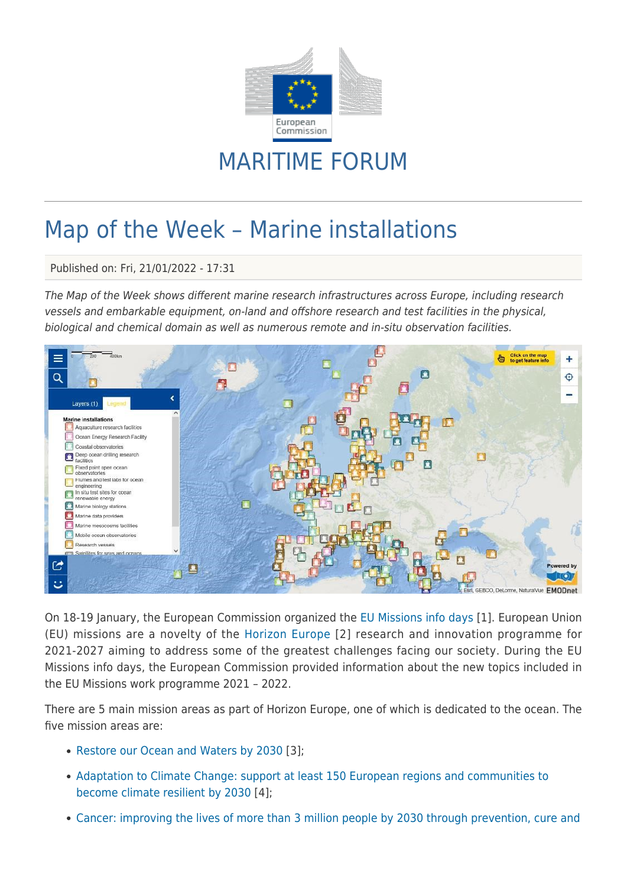MARITIME FORUM

# Map of the Week – Marine installations

Published on: Fri, 21/01/2022 - 17:31

*The Map of the Week shows different marine research infrastructures across Europe, including research vessels and embarkable equipment, on-land and offshore research and test facilities in the physical, biological and chemical domain as well as numerous remote and in-situ observation facilities.*

On 18-19 January, the European Commission organized the EU Missions info days [1]. European Union (EU) missions are a novelty of the Horizon Europe [2] research and innovation programme for 2021-2027 aiming to address some of the greatest challenges facing our society. During the EU Missions info days, the European Commission provided information about the new topics included in the EU Missions work programme 2021 – 2022.

There are 5 main mission areas as part of Horizon Europe, one of which is dedicated to the ocean. The five mission areas are:

- Restore our Ocean and Waters by 2030 [3];
- Adaptation to Climate Change: support at least 150 European regions and communities to become climate resilient by 2030 [4];
- Cancer: improving the lives of more than 3 million people by 2030 through prevention, cure and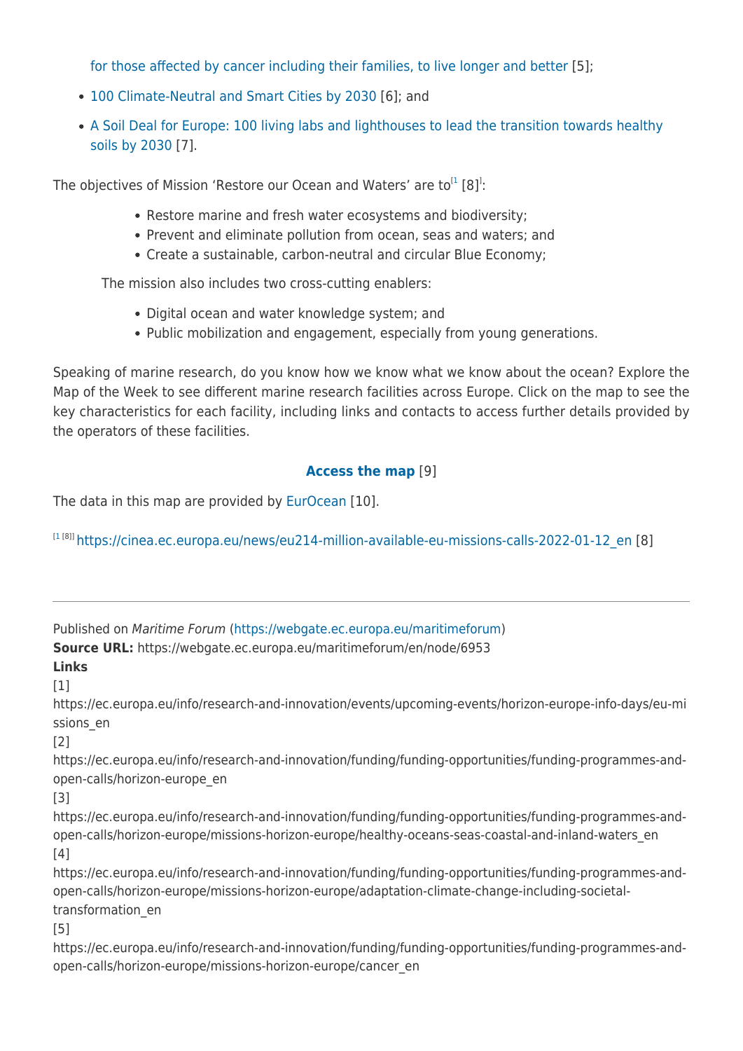for those affected by cancer including their families, to live longer and better [5];

- 100 Climate-Neutral and Smart Cities by 2030 [6]; and
- A Soil Deal for Europe: 100 living labs and lighthouses to lead the transition towards healthy soils by 2030 [7].

The objectives of Mission 'Restore our Ocean and Waters' are to[1 [8]]:

- Restore marine and fresh water ecosystems and biodiversity;
- Prevent and eliminate pollution from ocean, seas and waters; and
- Create a sustainable, carbon-neutral and circular Blue Economy;

The mission also includes two cross-cutting enablers:

- Digital ocean and water knowledge system; and
- Public mobilization and engagement, especially from young generations.

Speaking of marine research, do you know how we know what we know about the ocean? Explore the Map of the Week to see different marine research facilities across Europe. Click on the map to see the key characteristics for each facility, including links and contacts to access further details provided by the operators of these facilities.

**Access the map** [9]

The data in this map are provided by EurOcean [10].

[1 [8]] https://cinea.ec.europa.eu/news/eu214-million-available-eu-missions-calls-2022-01-12_en [8]

---

Published on *Maritime Forum* (https://webgate.ec.europa.eu/maritimeforum)
**Source URL:** https://webgate.ec.europa.eu/maritimeforum/en/node/6953
**Links**
[1]
https://ec.europa.eu/info/research-and-innovation/events/upcoming-events/horizon-europe-info-days/eu-missions_en
[2]
https://ec.europa.eu/info/research-and-innovation/funding/funding-opportunities/funding-programmes-and-open-calls/horizon-europe_en
[3]
https://ec.europa.eu/info/research-and-innovation/funding/funding-opportunities/funding-programmes-and-open-calls/horizon-europe/missions-horizon-europe/healthy-oceans-seas-coastal-and-inland-waters_en
[4]
https://ec.europa.eu/info/research-and-innovation/funding/funding-opportunities/funding-programmes-and-open-calls/horizon-europe/missions-horizon-europe/adaptation-climate-change-including-societal-transformation_en
[5]
https://ec.europa.eu/info/research-and-innovation/funding/funding-opportunities/funding-programmes-and-open-calls/horizon-europe/missions-horizon-europe/cancer_en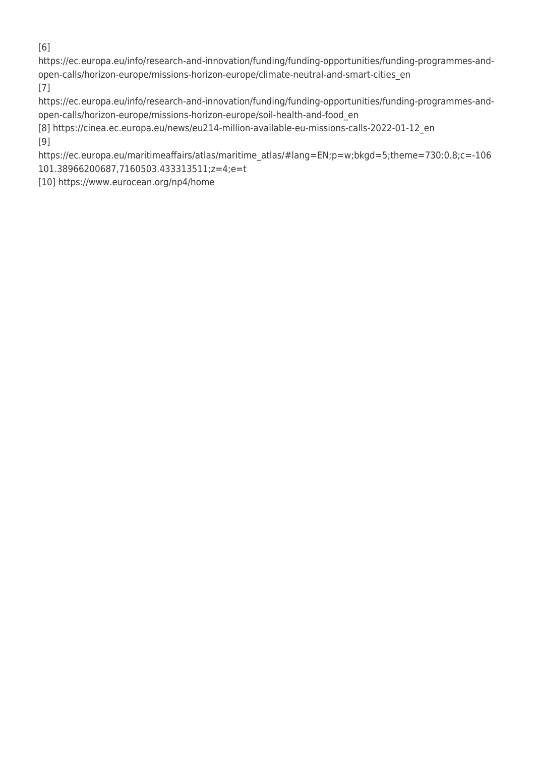[6]
https://ec.europa.eu/info/research-and-innovation/funding/funding-opportunities/funding-programmes-and-open-calls/horizon-europe/missions-horizon-europe/climate-neutral-and-smart-cities_en

[7]
https://ec.europa.eu/info/research-and-innovation/funding/funding-opportunities/funding-programmes-and-open-calls/horizon-europe/missions-horizon-europe/soil-health-and-food_en

[8] https://cinea.ec.europa.eu/news/eu214-million-available-eu-missions-calls-2022-01-12_en

[9]
https://ec.europa.eu/maritimeaffairs/atlas/maritime_atlas/#lang=EN;p=w;bkgd=5;theme=730:0.8;c=-106101.38966200687,7160503.433313511;z=4;e=t

[10] https://www.eurocean.org/np4/home